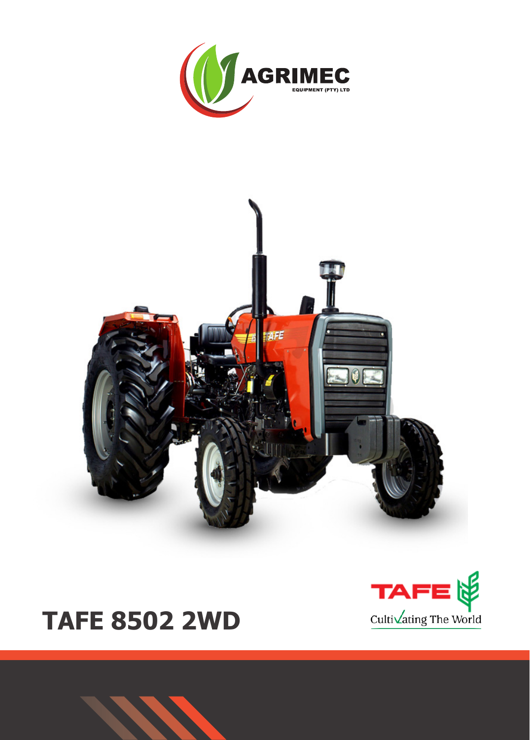AGRIMEC

EQUIPMENT (PTY) LTD

# TAFE 8502 2WD

TAFE

Cultivating The World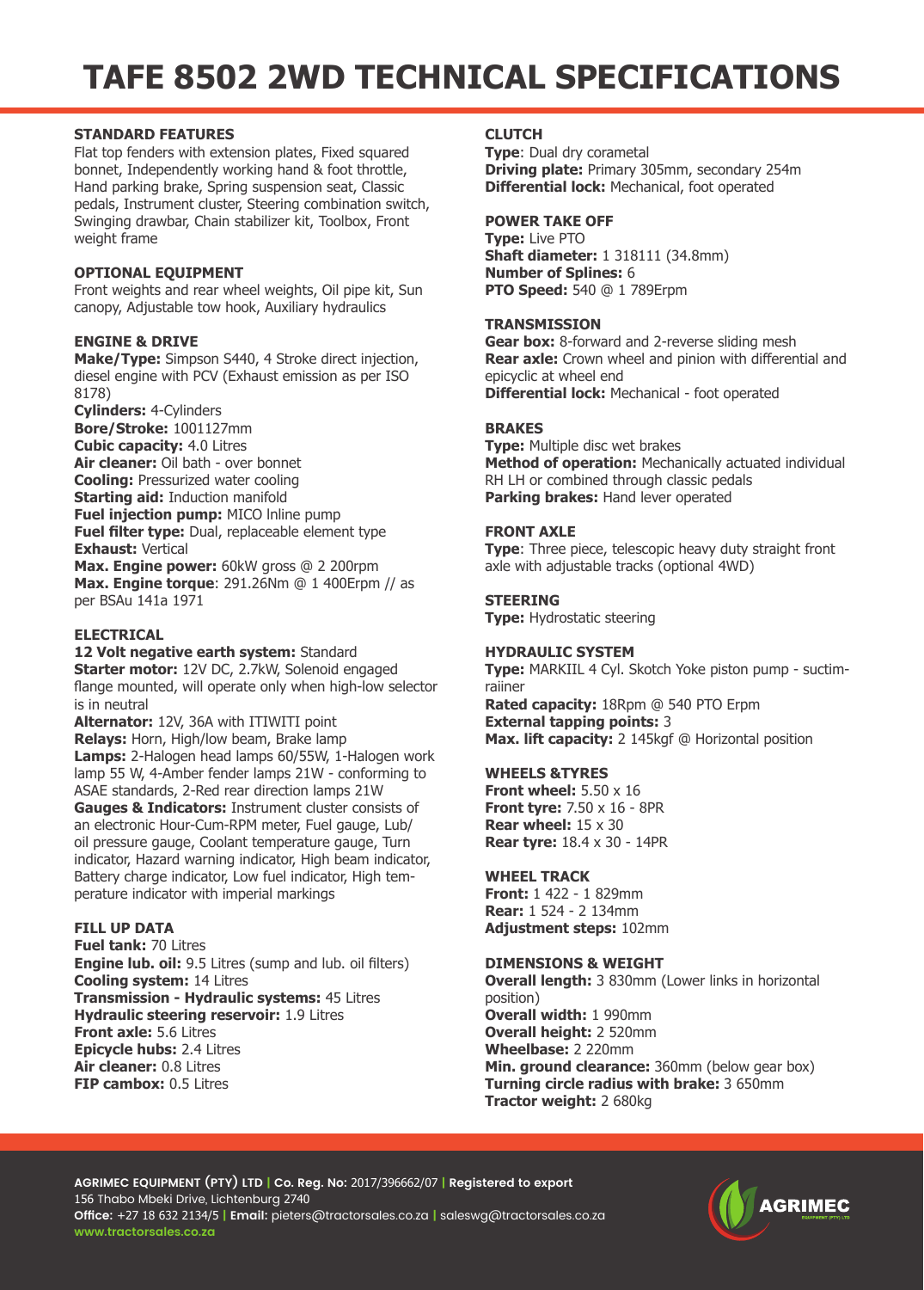# TAFE 8502 2WD TECHNICAL SPECIFICATIONS

## STANDARD FEATURES

Flat top fenders with extension plates, Fixed squared bonnet, Independently working hand & foot throttle, Hand parking brake, Spring suspension seat, Classic pedals, Instrument cluster, Steering combination switch, Swinging drawbar, Chain stabilizer kit, Toolbox, Front weight frame

## OPTIONAL EQUIPMENT

Front weights and rear wheel weights, Oil pipe kit, Sun canopy, Adjustable tow hook, Auxiliary hydraulics

## ENGINE & DRIVE

**Make/Type:** Simpson S440, 4 Stroke direct injection, diesel engine with PCV (Exhaust emission as per ISO 8178)
**Cylinders:** 4-Cylinders
**Bore/Stroke:** 1001127mm
**Cubic capacity:** 4.0 Litres
**Air cleaner:** Oil bath - over bonnet
**Cooling:** Pressurized water cooling
**Starting aid:** Induction manifold
**Fuel injection pump:** MICO Inline pump
**Fuel filter type:** Dual, replaceable element type
**Exhaust:** Vertical
**Max. Engine power:** 60kW gross @ 2 200rpm
**Max. Engine torque**: 291.26Nm @ 1 400Erpm // as per BSAu 141a 1971

## ELECTRICAL

**12 Volt negative earth system:** Standard
**Starter motor:** 12V DC, 2.7kW, Solenoid engaged flange mounted, will operate only when high-low selector is in neutral
**Alternator:** 12V, 36A with ITIWITI point
**Relays:** Horn, High/low beam, Brake lamp
**Lamps:** 2-Halogen head lamps 60/55W, 1-Halogen work lamp 55 W, 4-Amber fender lamps 21W - conforming to ASAE standards, 2-Red rear direction lamps 21W
**Gauges & Indicators:** Instrument cluster consists of an electronic Hour-Cum-RPM meter, Fuel gauge, Lub/oil pressure gauge, Coolant temperature gauge, Turn indicator, Hazard warning indicator, High beam indicator, Battery charge indicator, Low fuel indicator, High temperature indicator with imperial markings

## FILL UP DATA

**Fuel tank:** 70 Litres
**Engine lub. oil:** 9.5 Litres (sump and lub. oil filters)
**Cooling system:** 14 Litres
**Transmission - Hydraulic systems:** 45 Litres
**Hydraulic steering reservoir:** 1.9 Litres
**Front axle:** 5.6 Litres
**Epicycle hubs:** 2.4 Litres
**Air cleaner:** 0.8 Litres
**FIP cambox:** 0.5 Litres

## CLUTCH

**Type**: Dual dry corametal
**Driving plate:** Primary 305mm, secondary 254m
**Differential lock:** Mechanical, foot operated

## POWER TAKE OFF

**Type:** Live PTO
**Shaft diameter:** 1 318111 (34.8mm)
**Number of Splines:** 6
**PTO Speed:** 540 @ 1 789Erpm

## TRANSMISSION

**Gear box:** 8-forward and 2-reverse sliding mesh
**Rear axle:** Crown wheel and pinion with differential and epicyclic at wheel end
**Differential lock:** Mechanical - foot operated

## BRAKES

**Type:** Multiple disc wet brakes
**Method of operation:** Mechanically actuated individual RH LH or combined through classic pedals
**Parking brakes:** Hand lever operated

## FRONT AXLE

**Type**: Three piece, telescopic heavy duty straight front axle with adjustable tracks (optional 4WD)

## STEERING

**Type:** Hydrostatic steering

## HYDRAULIC SYSTEM

**Type:** MARKIIL 4 Cyl. Skotch Yoke piston pump - suctim-raiiner
**Rated capacity:** 18Rpm @ 540 PTO Erpm
**External tapping points:** 3
**Max. lift capacity:** 2 145kgf @ Horizontal position

## WHEELS &TYRES

**Front wheel:** 5.50 x 16
**Front tyre:** 7.50 x 16 - 8PR
**Rear wheel:** 15 x 30
**Rear tyre:** 18.4 x 30 - 14PR

## WHEEL TRACK

**Front:** 1 422 - 1 829mm
**Rear:** 1 524 - 2 134mm
**Adjustment steps:** 102mm

## DIMENSIONS & WEIGHT

**Overall length:** 3 830mm (Lower links in horizontal position)
**Overall width:** 1 990mm
**Overall height:** 2 520mm
**Wheelbase:** 2 220mm
**Min. ground clearance:** 360mm (below gear box)
**Turning circle radius with brake:** 3 650mm
**Tractor weight:** 2 680kg

**AGRIMEC EQUIPMENT (PTY) LTD** | **Co. Reg. No:** 2017/396662/07 | **Registered to export**
156 Thabo Mbeki Drive, Lichtenburg 2740
**Office:** +27 18 632 2134/5 | **Email:** pieters@tractorsales.co.za | saleswg@tractorsales.co.za
www.tractorsales.co.za

AGRIMEC EQUIPMENT (PTY) LTD